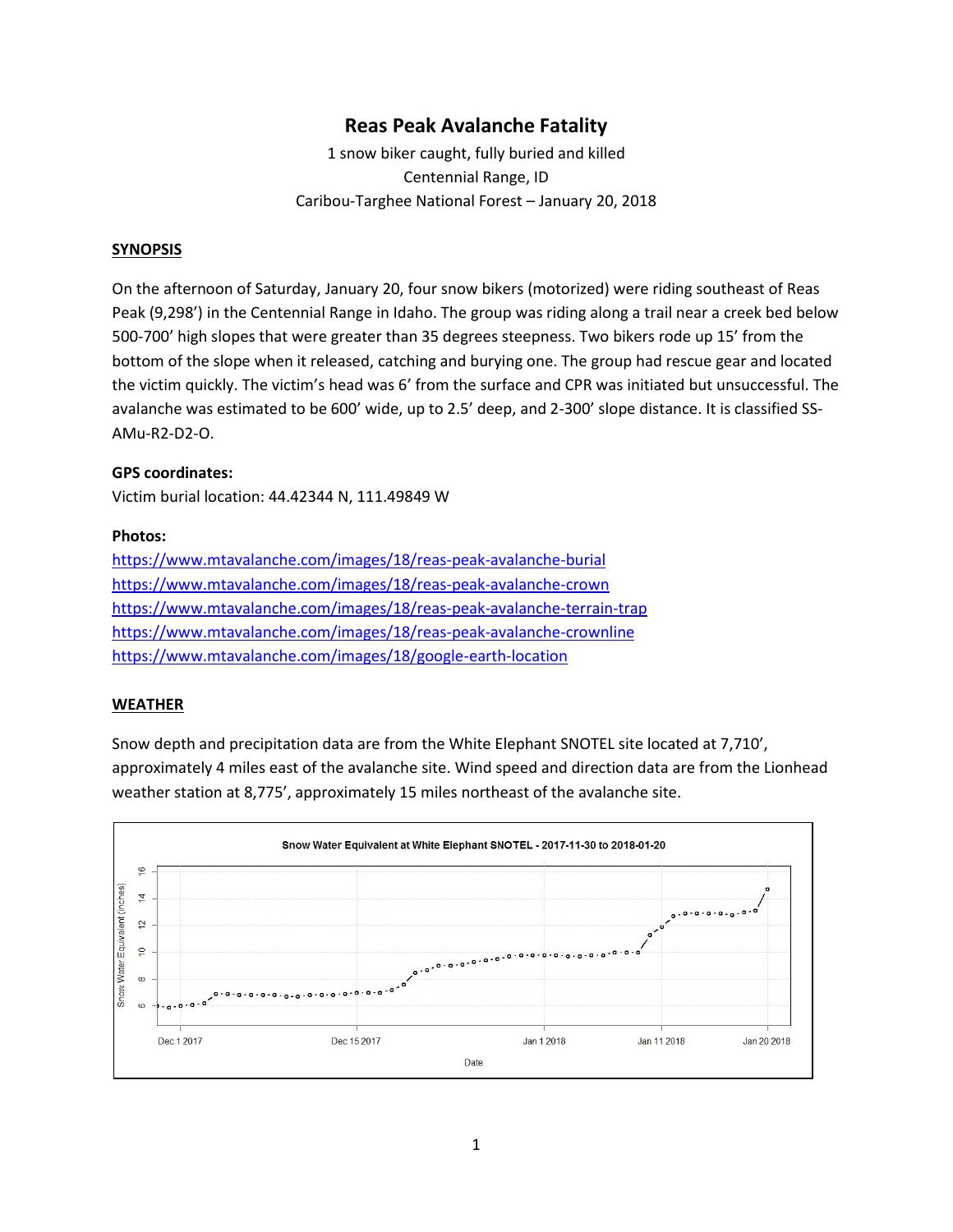# Reas Peak Avalanche Fatality

1 snow biker caught, fully buried and killed
Centennial Range, ID
Caribou-Targhee National Forest – January 20, 2018

## SYNOPSIS

On the afternoon of Saturday, January 20, four snow bikers (motorized) were riding southeast of Reas Peak (9,298') in the Centennial Range in Idaho. The group was riding along a trail near a creek bed below 500-700' high slopes that were greater than 35 degrees steepness. Two bikers rode up 15' from the bottom of the slope when it released, catching and burying one. The group had rescue gear and located the victim quickly. The victim's head was 6' from the surface and CPR was initiated but unsuccessful. The avalanche was estimated to be 600' wide, up to 2.5' deep, and 2-300' slope distance. It is classified SS-AMu-R2-D2-O.

**GPS coordinates:**
Victim burial location: 44.42344 N, 111.49849 W

**Photos:**
https://www.mtavalanche.com/images/18/reas-peak-avalanche-burial
https://www.mtavalanche.com/images/18/reas-peak-avalanche-crown
https://www.mtavalanche.com/images/18/reas-peak-avalanche-terrain-trap
https://www.mtavalanche.com/images/18/reas-peak-avalanche-crownline
https://www.mtavalanche.com/images/18/google-earth-location

## WEATHER

Snow depth and precipitation data are from the White Elephant SNOTEL site located at 7,710', approximately 4 miles east of the avalanche site. Wind speed and direction data are from the Lionhead weather station at 8,775', approximately 15 miles northeast of the avalanche site.

Snow Water Equivalent at White Elephant SNOTEL - 2017-11-30 to 2018-01-20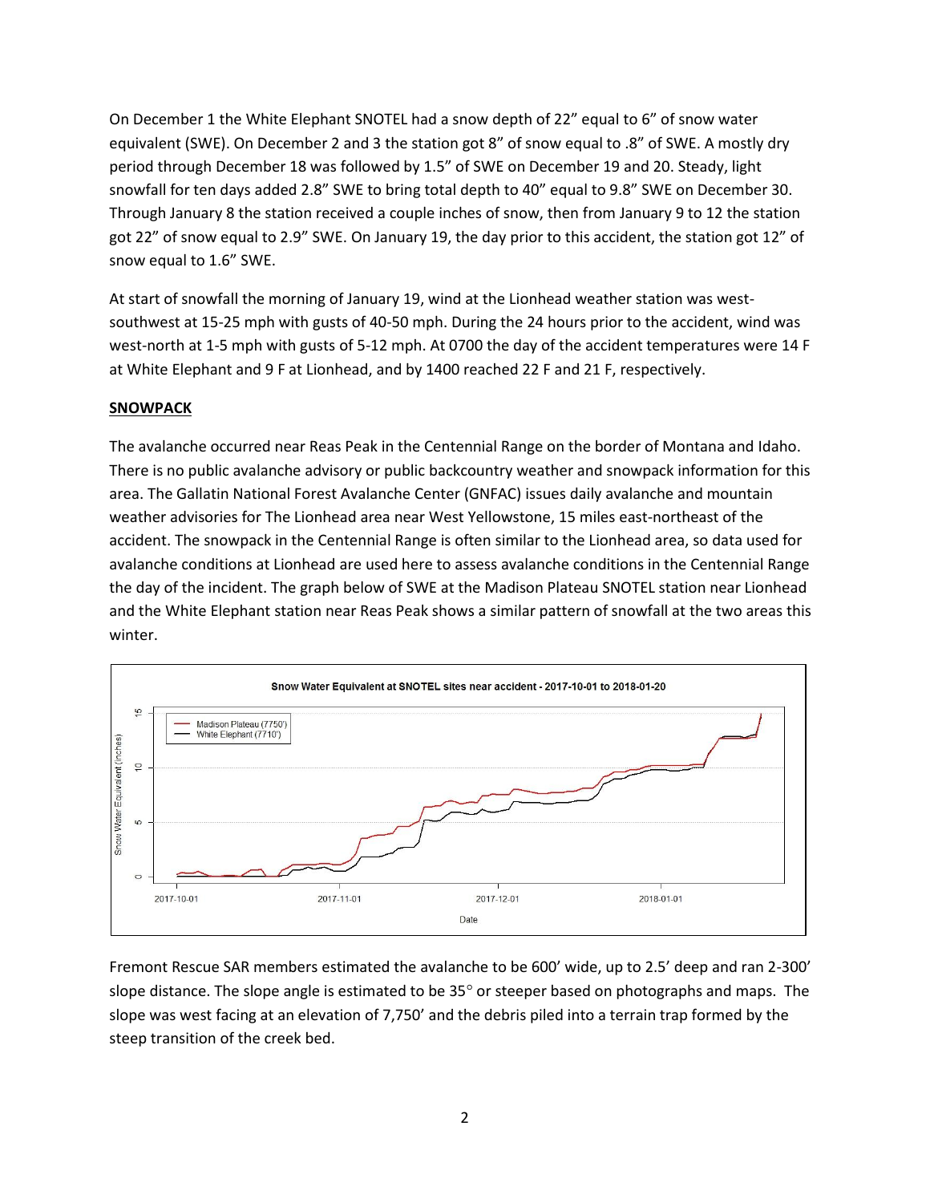On December 1 the White Elephant SNOTEL had a snow depth of 22" equal to 6" of snow water equivalent (SWE). On December 2 and 3 the station got 8" of snow equal to .8" of SWE. A mostly dry period through December 18 was followed by 1.5" of SWE on December 19 and 20. Steady, light snowfall for ten days added 2.8" SWE to bring total depth to 40" equal to 9.8" SWE on December 30. Through January 8 the station received a couple inches of snow, then from January 9 to 12 the station got 22" of snow equal to 2.9" SWE. On January 19, the day prior to this accident, the station got 12" of snow equal to 1.6" SWE.

At start of snowfall the morning of January 19, wind at the Lionhead weather station was west-southwest at 15-25 mph with gusts of 40-50 mph. During the 24 hours prior to the accident, wind was west-north at 1-5 mph with gusts of 5-12 mph. At 0700 the day of the accident temperatures were 14 F at White Elephant and 9 F at Lionhead, and by 1400 reached 22 F and 21 F, respectively.

**SNOWPACK**

The avalanche occurred near Reas Peak in the Centennial Range on the border of Montana and Idaho. There is no public avalanche advisory or public backcountry weather and snowpack information for this area. The Gallatin National Forest Avalanche Center (GNFAC) issues daily avalanche and mountain weather advisories for The Lionhead area near West Yellowstone, 15 miles east-northeast of the accident. The snowpack in the Centennial Range is often similar to the Lionhead area, so data used for avalanche conditions at Lionhead are used here to assess avalanche conditions in the Centennial Range the day of the incident. The graph below of SWE at the Madison Plateau SNOTEL station near Lionhead and the White Elephant station near Reas Peak shows a similar pattern of snowfall at the two areas this winter.

Snow Water Equivalent at SNOTEL sites near accident - 2017-10-01 to 2018-01-20

Fremont Rescue SAR members estimated the avalanche to be 600' wide, up to 2.5' deep and ran 2-300' slope distance. The slope angle is estimated to be 35° or steeper based on photographs and maps. The slope was west facing at an elevation of 7,750' and the debris piled into a terrain trap formed by the steep transition of the creek bed.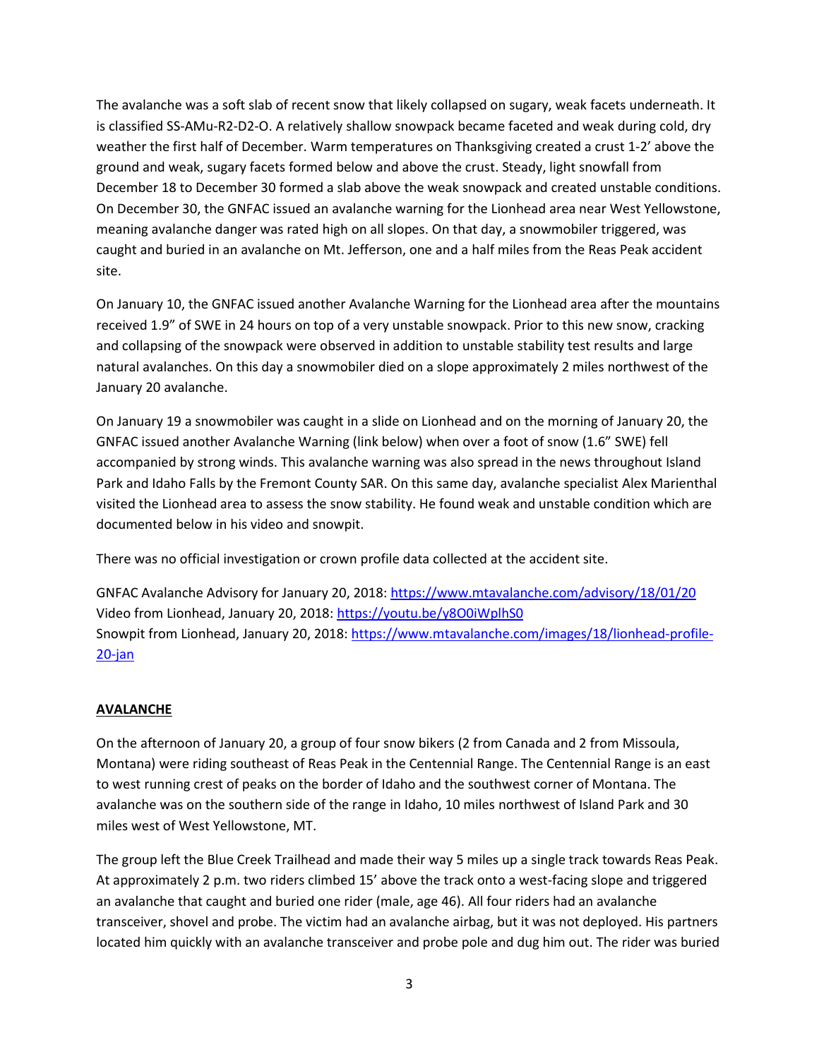The avalanche was a soft slab of recent snow that likely collapsed on sugary, weak facets underneath. It is classified SS-AMu-R2-D2-O. A relatively shallow snowpack became faceted and weak during cold, dry weather the first half of December. Warm temperatures on Thanksgiving created a crust 1-2' above the ground and weak, sugary facets formed below and above the crust. Steady, light snowfall from December 18 to December 30 formed a slab above the weak snowpack and created unstable conditions. On December 30, the GNFAC issued an avalanche warning for the Lionhead area near West Yellowstone, meaning avalanche danger was rated high on all slopes. On that day, a snowmobiler triggered, was caught and buried in an avalanche on Mt. Jefferson, one and a half miles from the Reas Peak accident site.

On January 10, the GNFAC issued another Avalanche Warning for the Lionhead area after the mountains received 1.9" of SWE in 24 hours on top of a very unstable snowpack. Prior to this new snow, cracking and collapsing of the snowpack were observed in addition to unstable stability test results and large natural avalanches. On this day a snowmobiler died on a slope approximately 2 miles northwest of the January 20 avalanche.

On January 19 a snowmobiler was caught in a slide on Lionhead and on the morning of January 20, the GNFAC issued another Avalanche Warning (link below) when over a foot of snow (1.6" SWE) fell accompanied by strong winds. This avalanche warning was also spread in the news throughout Island Park and Idaho Falls by the Fremont County SAR. On this same day, avalanche specialist Alex Marienthal visited the Lionhead area to assess the snow stability. He found weak and unstable condition which are documented below in his video and snowpit.

There was no official investigation or crown profile data collected at the accident site.

GNFAC Avalanche Advisory for January 20, 2018: https://www.mtavalanche.com/advisory/18/01/20
Video from Lionhead, January 20, 2018: https://youtu.be/y8O0iWplhS0
Snowpit from Lionhead, January 20, 2018: https://www.mtavalanche.com/images/18/lionhead-profile-20-jan

## AVALANCHE

On the afternoon of January 20, a group of four snow bikers (2 from Canada and 2 from Missoula, Montana) were riding southeast of Reas Peak in the Centennial Range. The Centennial Range is an east to west running crest of peaks on the border of Idaho and the southwest corner of Montana. The avalanche was on the southern side of the range in Idaho, 10 miles northwest of Island Park and 30 miles west of West Yellowstone, MT.

The group left the Blue Creek Trailhead and made their way 5 miles up a single track towards Reas Peak. At approximately 2 p.m. two riders climbed 15' above the track onto a west-facing slope and triggered an avalanche that caught and buried one rider (male, age 46). All four riders had an avalanche transceiver, shovel and probe. The victim had an avalanche airbag, but it was not deployed. His partners located him quickly with an avalanche transceiver and probe pole and dug him out. The rider was buried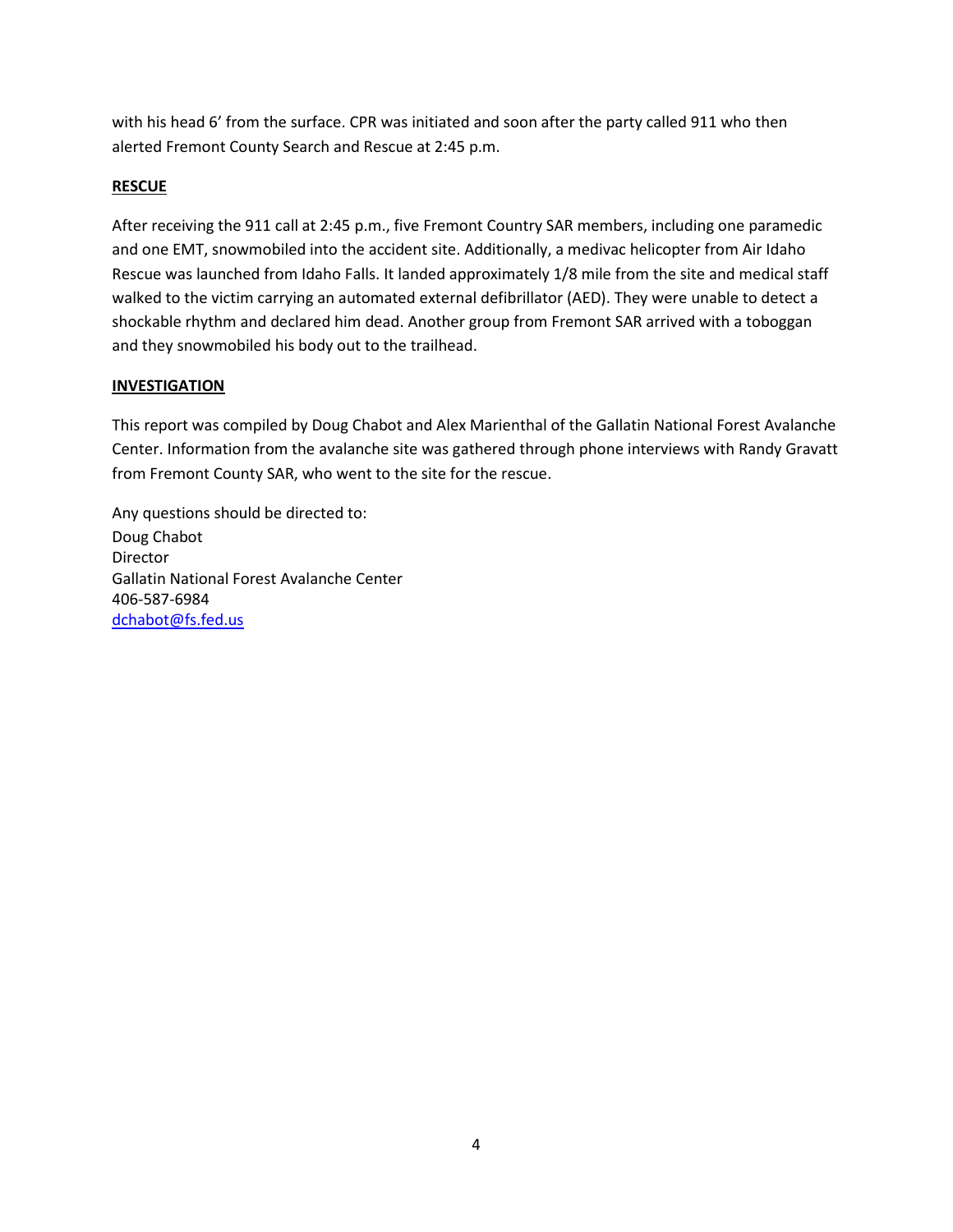with his head 6' from the surface. CPR was initiated and soon after the party called 911 who then alerted Fremont County Search and Rescue at 2:45 p.m.

**RESCUE**

After receiving the 911 call at 2:45 p.m., five Fremont Country SAR members, including one paramedic and one EMT, snowmobiled into the accident site. Additionally, a medivac helicopter from Air Idaho Rescue was launched from Idaho Falls. It landed approximately 1/8 mile from the site and medical staff walked to the victim carrying an automated external defibrillator (AED). They were unable to detect a shockable rhythm and declared him dead. Another group from Fremont SAR arrived with a toboggan and they snowmobiled his body out to the trailhead.

**INVESTIGATION**

This report was compiled by Doug Chabot and Alex Marienthal of the Gallatin National Forest Avalanche Center. Information from the avalanche site was gathered through phone interviews with Randy Gravatt from Fremont County SAR, who went to the site for the rescue.

Any questions should be directed to:
Doug Chabot
Director
Gallatin National Forest Avalanche Center
406-587-6984
dchabot@fs.fed.us